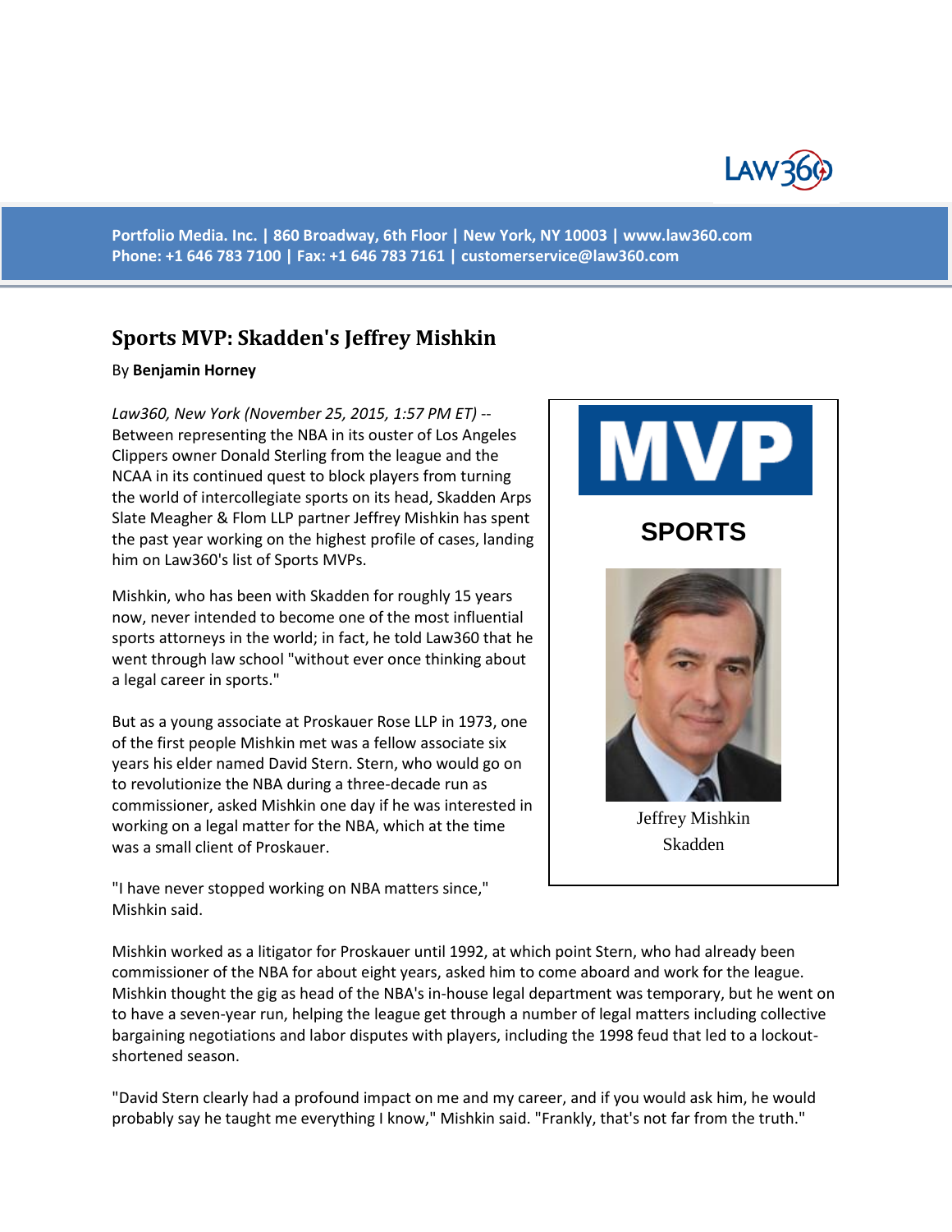Portfolio Media. Inc. | 860 Broadway, 6th Floor | New York, NY 10003 | www.law360.com
Phone: +1 646 783 7100 | Fax: +1 646 783 7161 | customerservice@law360.com

# Sports MVP: Skadden's Jeffrey Mishkin

By **Benjamin Horney**

*Law360, New York (November 25, 2015, 1:57 PM ET)* -- Between representing the NBA in its ouster of Los Angeles Clippers owner Donald Sterling from the league and the NCAA in its continued quest to block players from turning the world of intercollegiate sports on its head, Skadden Arps Slate Meagher & Flom LLP partner Jeffrey Mishkin has spent the past year working on the highest profile of cases, landing him on Law360's list of Sports MVPs.

MVP

SPORTS

Jeffrey Mishkin
Skadden

Mishkin, who has been with Skadden for roughly 15 years now, never intended to become one of the most influential sports attorneys in the world; in fact, he told Law360 that he went through law school "without ever once thinking about a legal career in sports."

But as a young associate at Proskauer Rose LLP in 1973, one of the first people Mishkin met was a fellow associate six years his elder named David Stern. Stern, who would go on to revolutionize the NBA during a three-decade run as commissioner, asked Mishkin one day if he was interested in working on a legal matter for the NBA, which at the time was a small client of Proskauer.

"I have never stopped working on NBA matters since," Mishkin said.

Mishkin worked as a litigator for Proskauer until 1992, at which point Stern, who had already been commissioner of the NBA for about eight years, asked him to come aboard and work for the league. Mishkin thought the gig as head of the NBA's in-house legal department was temporary, but he went on to have a seven-year run, helping the league get through a number of legal matters including collective bargaining negotiations and labor disputes with players, including the 1998 feud that led to a lockout-shortened season.

"David Stern clearly had a profound impact on me and my career, and if you would ask him, he would probably say he taught me everything I know," Mishkin said. "Frankly, that's not far from the truth."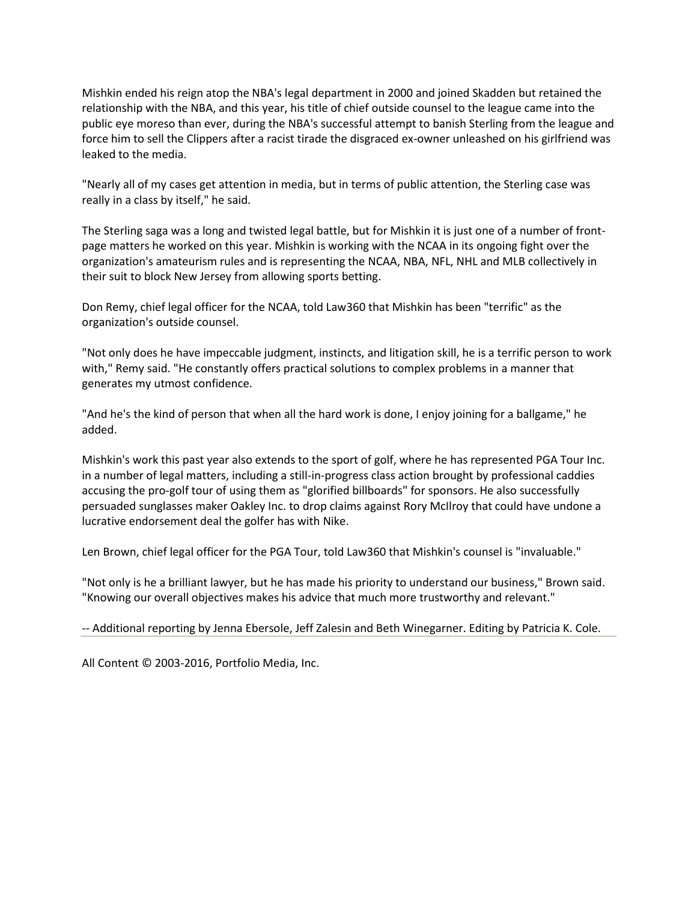Mishkin ended his reign atop the NBA's legal department in 2000 and joined Skadden but retained the relationship with the NBA, and this year, his title of chief outside counsel to the league came into the public eye moreso than ever, during the NBA's successful attempt to banish Sterling from the league and force him to sell the Clippers after a racist tirade the disgraced ex-owner unleashed on his girlfriend was leaked to the media.

"Nearly all of my cases get attention in media, but in terms of public attention, the Sterling case was really in a class by itself," he said.

The Sterling saga was a long and twisted legal battle, but for Mishkin it is just one of a number of front-page matters he worked on this year. Mishkin is working with the NCAA in its ongoing fight over the organization's amateurism rules and is representing the NCAA, NBA, NFL, NHL and MLB collectively in their suit to block New Jersey from allowing sports betting.

Don Remy, chief legal officer for the NCAA, told Law360 that Mishkin has been "terrific" as the organization's outside counsel.

"Not only does he have impeccable judgment, instincts, and litigation skill, he is a terrific person to work with," Remy said. "He constantly offers practical solutions to complex problems in a manner that generates my utmost confidence.

"And he's the kind of person that when all the hard work is done, I enjoy joining for a ballgame," he added.

Mishkin's work this past year also extends to the sport of golf, where he has represented PGA Tour Inc. in a number of legal matters, including a still-in-progress class action brought by professional caddies accusing the pro-golf tour of using them as "glorified billboards" for sponsors. He also successfully persuaded sunglasses maker Oakley Inc. to drop claims against Rory McIlroy that could have undone a lucrative endorsement deal the golfer has with Nike.

Len Brown, chief legal officer for the PGA Tour, told Law360 that Mishkin's counsel is "invaluable."

"Not only is he a brilliant lawyer, but he has made his priority to understand our business," Brown said. "Knowing our overall objectives makes his advice that much more trustworthy and relevant."

-- Additional reporting by Jenna Ebersole, Jeff Zalesin and Beth Winegarner. Editing by Patricia K. Cole.

All Content © 2003-2016, Portfolio Media, Inc.